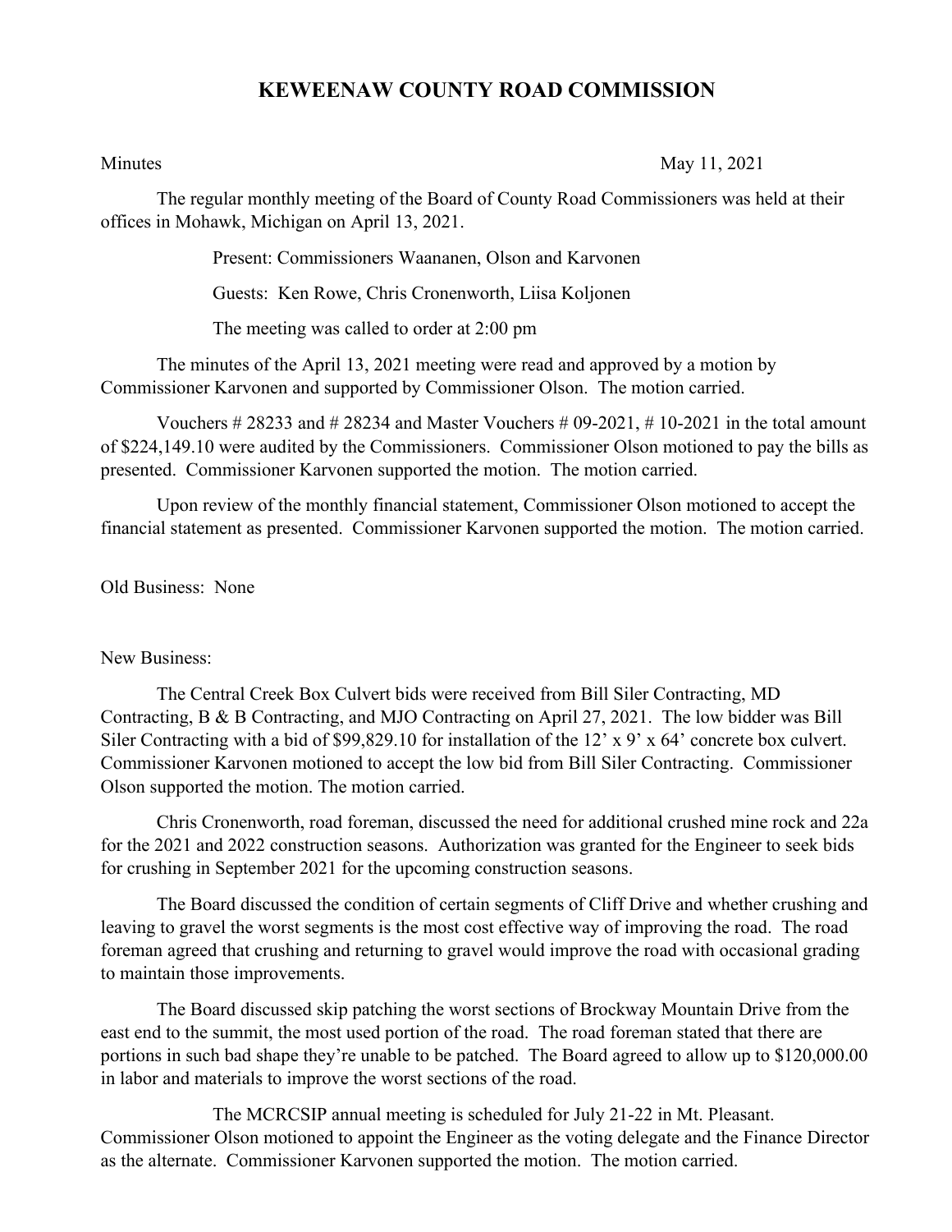# KEWEENAW COUNTY ROAD COMMISSION

Minutes May 11, 2021

The regular monthly meeting of the Board of County Road Commissioners was held at their offices in Mohawk, Michigan on April 13, 2021.

Present: Commissioners Waananen, Olson and Karvonen

Guests: Ken Rowe, Chris Cronenworth, Liisa Koljonen

The meeting was called to order at 2:00 pm

The minutes of the April 13, 2021 meeting were read and approved by a motion by Commissioner Karvonen and supported by Commissioner Olson. The motion carried.

Vouchers # 28233 and # 28234 and Master Vouchers # 09-2021, # 10-2021 in the total amount of $224,149.10 were audited by the Commissioners. Commissioner Olson motioned to pay the bills as presented. Commissioner Karvonen supported the motion. The motion carried.

Upon review of the monthly financial statement, Commissioner Olson motioned to accept the financial statement as presented. Commissioner Karvonen supported the motion. The motion carried.

Old Business: None

New Business:

The Central Creek Box Culvert bids were received from Bill Siler Contracting, MD Contracting, B & B Contracting, and MJO Contracting on April 27, 2021. The low bidder was Bill Siler Contracting with a bid of $99,829.10 for installation of the 12' x 9' x 64' concrete box culvert. Commissioner Karvonen motioned to accept the low bid from Bill Siler Contracting. Commissioner Olson supported the motion. The motion carried.

Chris Cronenworth, road foreman, discussed the need for additional crushed mine rock and 22a for the 2021 and 2022 construction seasons. Authorization was granted for the Engineer to seek bids for crushing in September 2021 for the upcoming construction seasons.

The Board discussed the condition of certain segments of Cliff Drive and whether crushing and leaving to gravel the worst segments is the most cost effective way of improving the road. The road foreman agreed that crushing and returning to gravel would improve the road with occasional grading to maintain those improvements.

The Board discussed skip patching the worst sections of Brockway Mountain Drive from the east end to the summit, the most used portion of the road. The road foreman stated that there are portions in such bad shape they're unable to be patched. The Board agreed to allow up to $120,000.00 in labor and materials to improve the worst sections of the road.

The MCRCSIP annual meeting is scheduled for July 21-22 in Mt. Pleasant. Commissioner Olson motioned to appoint the Engineer as the voting delegate and the Finance Director as the alternate. Commissioner Karvonen supported the motion. The motion carried.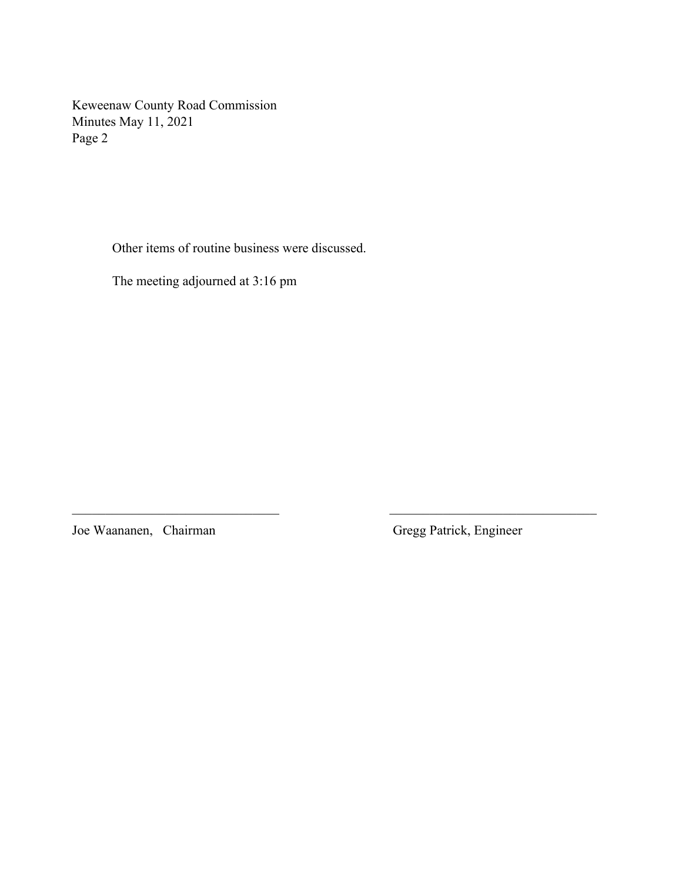Other items of routine business were discussed.

The meeting adjourned at 3:16 pm

\_\_\_\_\_\_\_\_\_\_\_\_\_\_\_\_\_\_\_\_\_\_\_\_\_\_\_\_\_\_\_\_
Joe Waananen, Chairman

\_\_\_\_\_\_\_\_\_\_\_\_\_\_\_\_\_\_\_\_\_\_\_\_\_\_\_\_\_\_\_\_
Gregg Patrick, Engineer